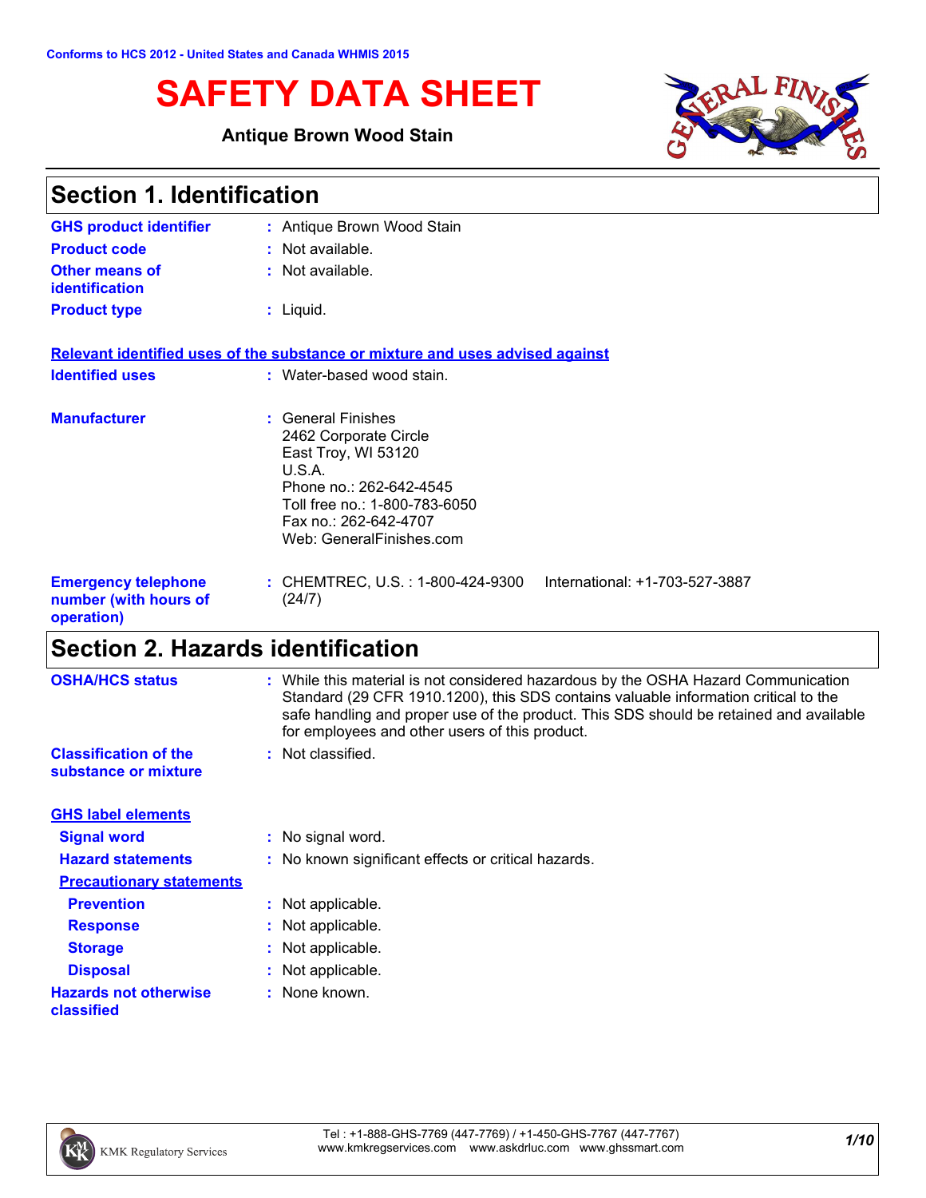Conforms to HCS 2012 - United States and Canada WHMIS 2015

# SAFETY DATA SHEET

**Antique Brown Wood Stain**

## Section 1. Identification

| | | |
|---|---|---|
| **GHS product identifier** | : | Antique Brown Wood Stain |
| **Product code** | : | Not available. |
| **Other means of identification** | : | Not available. |
| **Product type** | : | Liquid. |

**Relevant identified uses of the substance or mixture and uses advised against**

| | | |
|---|---|---|
| **Identified uses** | : | Water-based wood stain. |
| **Manufacturer** | : | General Finishes<br>2462 Corporate Circle<br>East Troy, WI 53120<br>U.S.A.<br>Phone no.: 262-642-4545<br>Toll free no.: 1-800-783-6050<br>Fax no.: 262-642-4707<br>Web: GeneralFinishes.com |
| **Emergency telephone number (with hours of operation)** | : | CHEMTREC, U.S. : 1-800-424-9300 International: +1-703-527-3887 (24/7) |

## Section 2. Hazards identification

| | | |
|---|---|---|
| **OSHA/HCS status** | : | While this material is not considered hazardous by the OSHA Hazard Communication Standard (29 CFR 1910.1200), this SDS contains valuable information critical to the safe handling and proper use of the product. This SDS should be retained and available for employees and other users of this product. |
| **Classification of the substance or mixture** | : | Not classified. |

**GHS label elements**

| | | |
|---|---|---|
| **Signal word** | : | No signal word. |
| **Hazard statements** | : | No known significant effects or critical hazards. |

**Precautionary statements**

| | | |
|---|---|---|
| **Prevention** | : | Not applicable. |
| **Response** | : | Not applicable. |
| **Storage** | : | Not applicable. |
| **Disposal** | : | Not applicable. |
| **Hazards not otherwise classified** | : | None known. |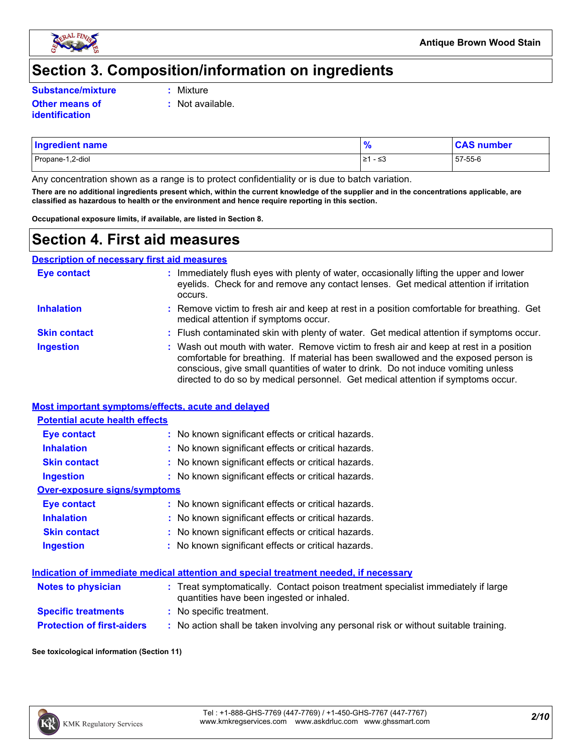# Section 3. Composition/information on ingredients

**Substance/mixture** : Mixture

**Other means of identification** : Not available.

| Ingredient name | % | CAS number |
|---|---|---|
| Propane-1,2-diol | ≥1 - ≤3 | 57-55-6 |

Any concentration shown as a range is to protect confidentiality or is due to batch variation.

**There are no additional ingredients present which, within the current knowledge of the supplier and in the concentrations applicable, are classified as hazardous to health or the environment and hence require reporting in this section.**

**Occupational exposure limits, if available, are listed in Section 8.**

# Section 4. First aid measures

## Description of necessary first aid measures

**Eye contact** : Immediately flush eyes with plenty of water, occasionally lifting the upper and lower eyelids. Check for and remove any contact lenses. Get medical attention if irritation occurs.

**Inhalation** : Remove victim to fresh air and keep at rest in a position comfortable for breathing. Get medical attention if symptoms occur.

**Skin contact** : Flush contaminated skin with plenty of water. Get medical attention if symptoms occur.

**Ingestion** : Wash out mouth with water. Remove victim to fresh air and keep at rest in a position comfortable for breathing. If material has been swallowed and the exposed person is conscious, give small quantities of water to drink. Do not induce vomiting unless directed to do so by medical personnel. Get medical attention if symptoms occur.

## Most important symptoms/effects, acute and delayed

### Potential acute health effects

**Eye contact** : No known significant effects or critical hazards.

**Inhalation** : No known significant effects or critical hazards.

**Skin contact** : No known significant effects or critical hazards.

**Ingestion** : No known significant effects or critical hazards.

### Over-exposure signs/symptoms

**Eye contact** : No known significant effects or critical hazards.

**Inhalation** : No known significant effects or critical hazards.

**Skin contact** : No known significant effects or critical hazards.

**Ingestion** : No known significant effects or critical hazards.

## Indication of immediate medical attention and special treatment needed, if necessary

**Notes to physician** : Treat symptomatically. Contact poison treatment specialist immediately if large quantities have been ingested or inhaled.

**Specific treatments** : No specific treatment.

**Protection of first-aiders** : No action shall be taken involving any personal risk or without suitable training.

**See toxicological information (Section 11)**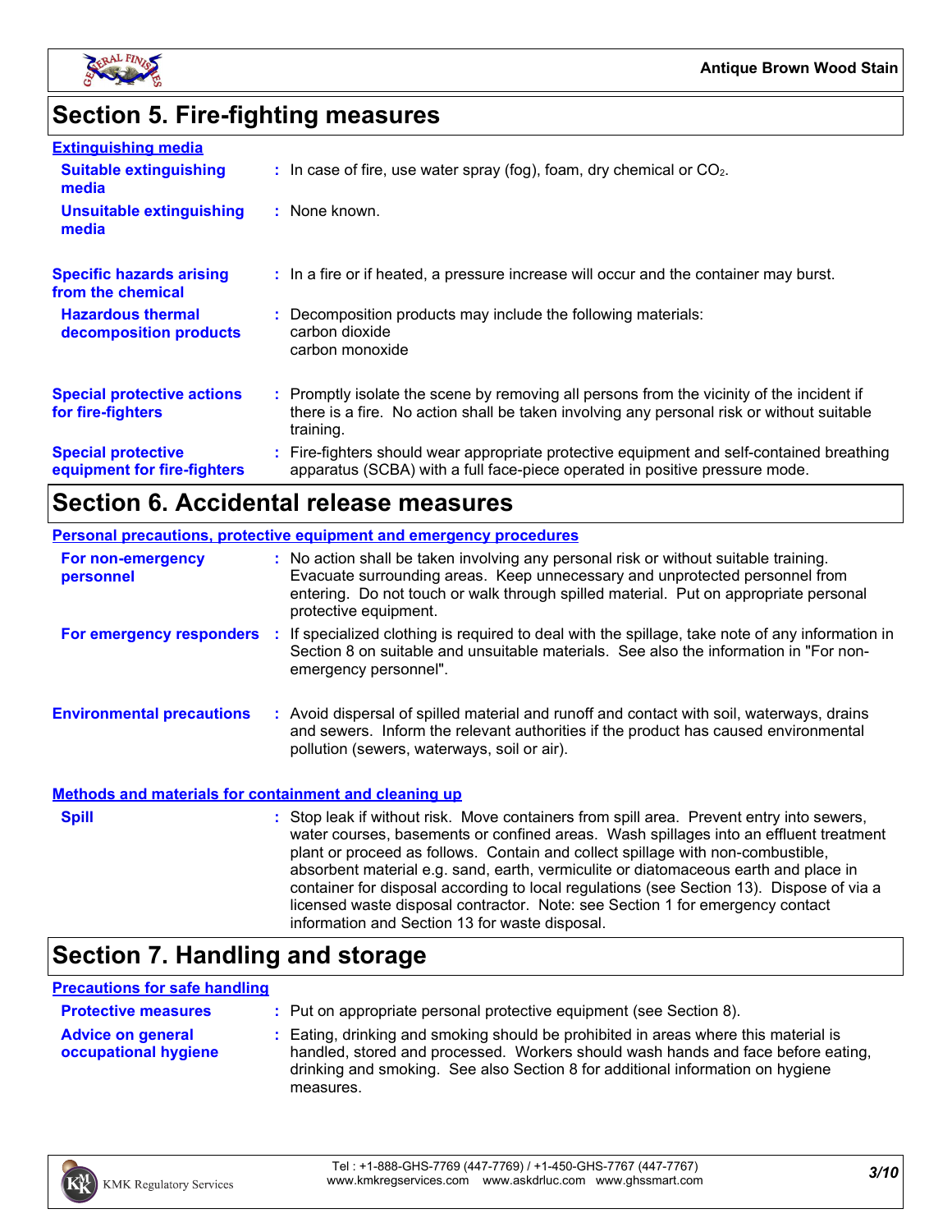## Section 5. Fire-fighting measures

### Extinguishing media

**Suitable extinguishing media** : In case of fire, use water spray (fog), foam, dry chemical or $CO_2$.

**Unsuitable extinguishing media** : None known.

**Specific hazards arising from the chemical** : In a fire or if heated, a pressure increase will occur and the container may burst.

**Hazardous thermal decomposition products** : Decomposition products may include the following materials:
carbon dioxide
carbon monoxide

**Special protective actions for fire-fighters** : Promptly isolate the scene by removing all persons from the vicinity of the incident if there is a fire. No action shall be taken involving any personal risk or without suitable training.

**Special protective equipment for fire-fighters** : Fire-fighters should wear appropriate protective equipment and self-contained breathing apparatus (SCBA) with a full face-piece operated in positive pressure mode.

## Section 6. Accidental release measures

### Personal precautions, protective equipment and emergency procedures

**For non-emergency personnel** : No action shall be taken involving any personal risk or without suitable training. Evacuate surrounding areas. Keep unnecessary and unprotected personnel from entering. Do not touch or walk through spilled material. Put on appropriate personal protective equipment.

**For emergency responders** : If specialized clothing is required to deal with the spillage, take note of any information in Section 8 on suitable and unsuitable materials. See also the information in "For non-emergency personnel".

**Environmental precautions** : Avoid dispersal of spilled material and runoff and contact with soil, waterways, drains and sewers. Inform the relevant authorities if the product has caused environmental pollution (sewers, waterways, soil or air).

### Methods and materials for containment and cleaning up

**Spill** : Stop leak if without risk. Move containers from spill area. Prevent entry into sewers, water courses, basements or confined areas. Wash spillages into an effluent treatment plant or proceed as follows. Contain and collect spillage with non-combustible, absorbent material e.g. sand, earth, vermiculite or diatomaceous earth and place in container for disposal according to local regulations (see Section 13). Dispose of via a licensed waste disposal contractor. Note: see Section 1 for emergency contact information and Section 13 for waste disposal.

## Section 7. Handling and storage

### Precautions for safe handling

**Protective measures** : Put on appropriate personal protective equipment (see Section 8).

**Advice on general occupational hygiene** : Eating, drinking and smoking should be prohibited in areas where this material is handled, stored and processed. Workers should wash hands and face before eating, drinking and smoking. See also Section 8 for additional information on hygiene measures.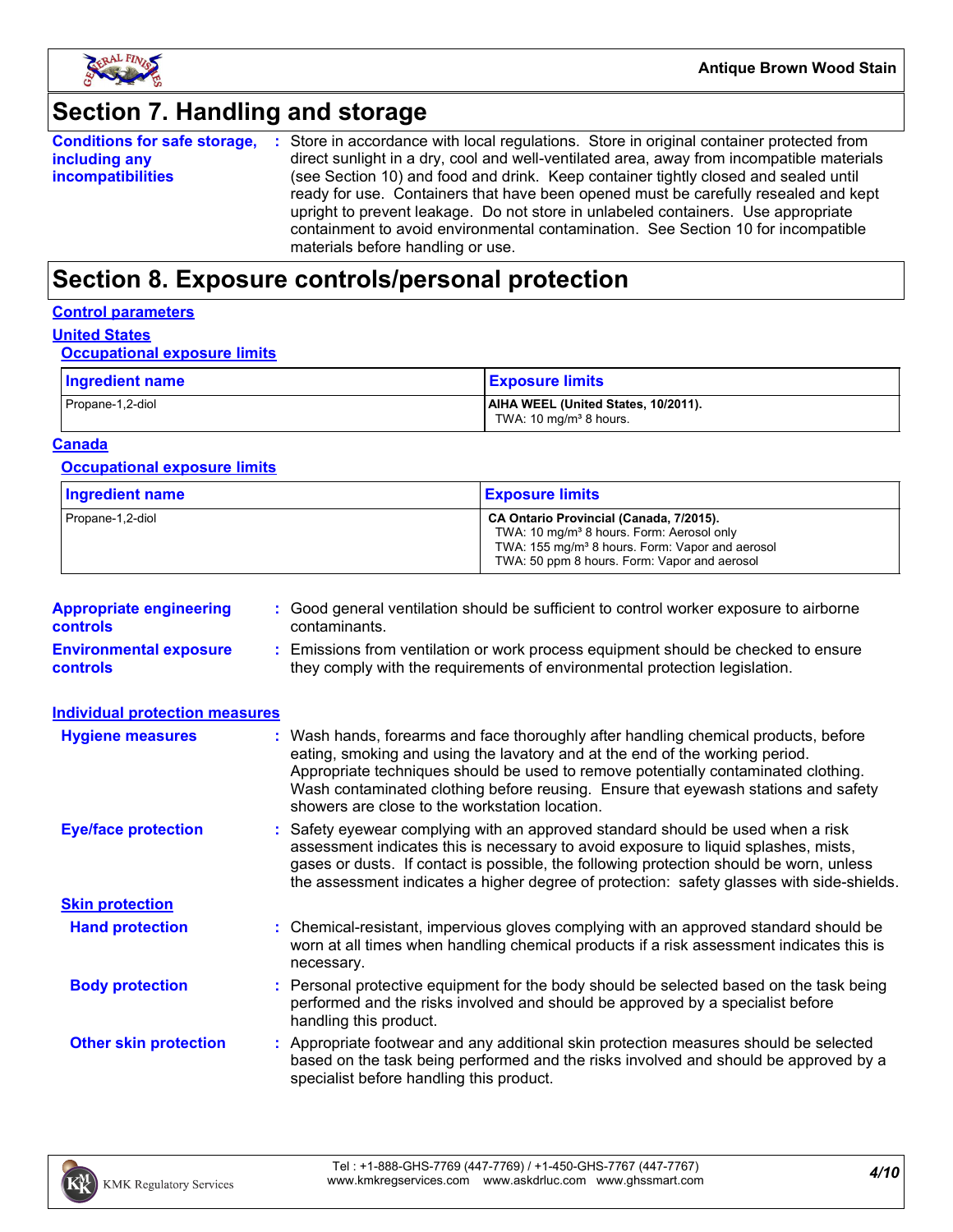## Section 7. Handling and storage

**Conditions for safe storage, including any incompatibilities** : Store in accordance with local regulations. Store in original container protected from direct sunlight in a dry, cool and well-ventilated area, away from incompatible materials (see Section 10) and food and drink. Keep container tightly closed and sealed until ready for use. Containers that have been opened must be carefully resealed and kept upright to prevent leakage. Do not store in unlabeled containers. Use appropriate containment to avoid environmental contamination. See Section 10 for incompatible materials before handling or use.

## Section 8. Exposure controls/personal protection

### Control parameters

#### United States

##### Occupational exposure limits

| Ingredient name | Exposure limits |
| --- | --- |
| Propane-1,2-diol | **AIHA WEEL (United States, 10/2011).**<br>TWA: 10 mg/m³ 8 hours. |

#### Canada

##### Occupational exposure limits

| Ingredient name | Exposure limits |
| --- | --- |
| Propane-1,2-diol | **CA Ontario Provincial (Canada, 7/2015).**<br>TWA: 10 mg/m³ 8 hours. Form: Aerosol only<br>TWA: 155 mg/m³ 8 hours. Form: Vapor and aerosol<br>TWA: 50 ppm 8 hours. Form: Vapor and aerosol |

**Appropriate engineering controls** : Good general ventilation should be sufficient to control worker exposure to airborne contaminants.

**Environmental exposure controls** : Emissions from ventilation or work process equipment should be checked to ensure they comply with the requirements of environmental protection legislation.

### Individual protection measures

**Hygiene measures** : Wash hands, forearms and face thoroughly after handling chemical products, before eating, smoking and using the lavatory and at the end of the working period. Appropriate techniques should be used to remove potentially contaminated clothing. Wash contaminated clothing before reusing. Ensure that eyewash stations and safety showers are close to the workstation location.

**Eye/face protection** : Safety eyewear complying with an approved standard should be used when a risk assessment indicates this is necessary to avoid exposure to liquid splashes, mists, gases or dusts. If contact is possible, the following protection should be worn, unless the assessment indicates a higher degree of protection: safety glasses with side-shields.

#### Skin protection

**Hand protection** : Chemical-resistant, impervious gloves complying with an approved standard should be worn at all times when handling chemical products if a risk assessment indicates this is necessary.

**Body protection** : Personal protective equipment for the body should be selected based on the task being performed and the risks involved and should be approved by a specialist before handling this product.

**Other skin protection** : Appropriate footwear and any additional skin protection measures should be selected based on the task being performed and the risks involved and should be approved by a specialist before handling this product.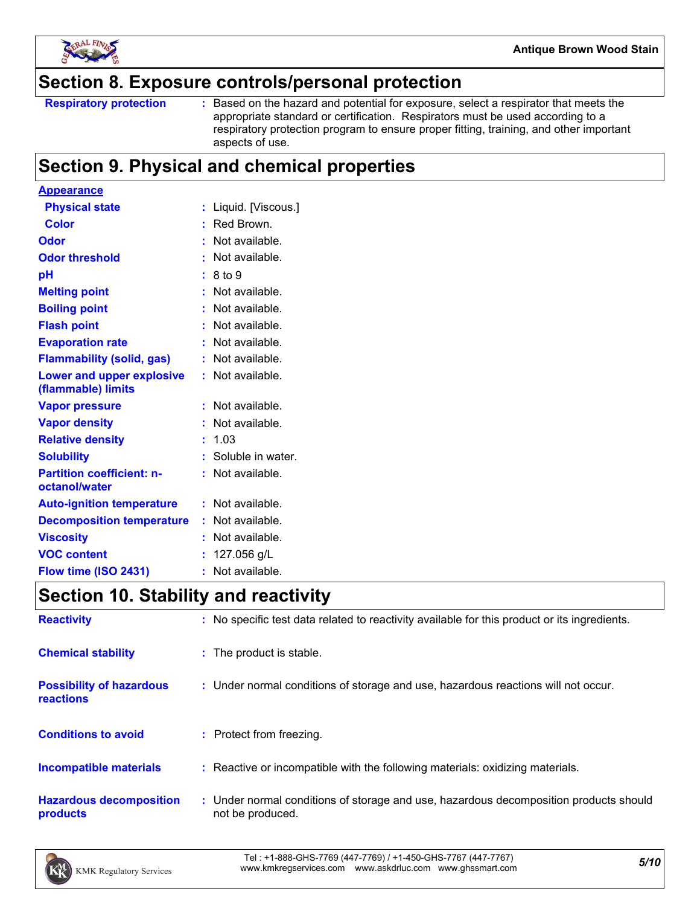## Section 8. Exposure controls/personal protection

| | |
|---|---|
| **Respiratory protection** | : Based on the hazard and potential for exposure, select a respirator that meets the appropriate standard or certification. Respirators must be used according to a respiratory protection program to ensure proper fitting, training, and other important aspects of use. |

## Section 9. Physical and chemical properties

**Appearance**

| | |
|---|---|
| **Physical state** | : Liquid. [Viscous.] |
| **Color** | : Red Brown. |
| **Odor** | : Not available. |
| **Odor threshold** | : Not available. |
| **pH** | : 8 to 9 |
| **Melting point** | : Not available. |
| **Boiling point** | : Not available. |
| **Flash point** | : Not available. |
| **Evaporation rate** | : Not available. |
| **Flammability (solid, gas)** | : Not available. |
| **Lower and upper explosive (flammable) limits** | : Not available. |
| **Vapor pressure** | : Not available. |
| **Vapor density** | : Not available. |
| **Relative density** | : 1.03 |
| **Solubility** | : Soluble in water. |
| **Partition coefficient: n-octanol/water** | : Not available. |
| **Auto-ignition temperature** | : Not available. |
| **Decomposition temperature** | : Not available. |
| **Viscosity** | : Not available. |
| **VOC content** | : 127.056 g/L |
| **Flow time (ISO 2431)** | : Not available. |

## Section 10. Stability and reactivity

| | |
|---|---|
| **Reactivity** | : No specific test data related to reactivity available for this product or its ingredients. |
| **Chemical stability** | : The product is stable. |
| **Possibility of hazardous reactions** | : Under normal conditions of storage and use, hazardous reactions will not occur. |
| **Conditions to avoid** | : Protect from freezing. |
| **Incompatible materials** | : Reactive or incompatible with the following materials: oxidizing materials. |
| **Hazardous decomposition products** | : Under normal conditions of storage and use, hazardous decomposition products should not be produced. |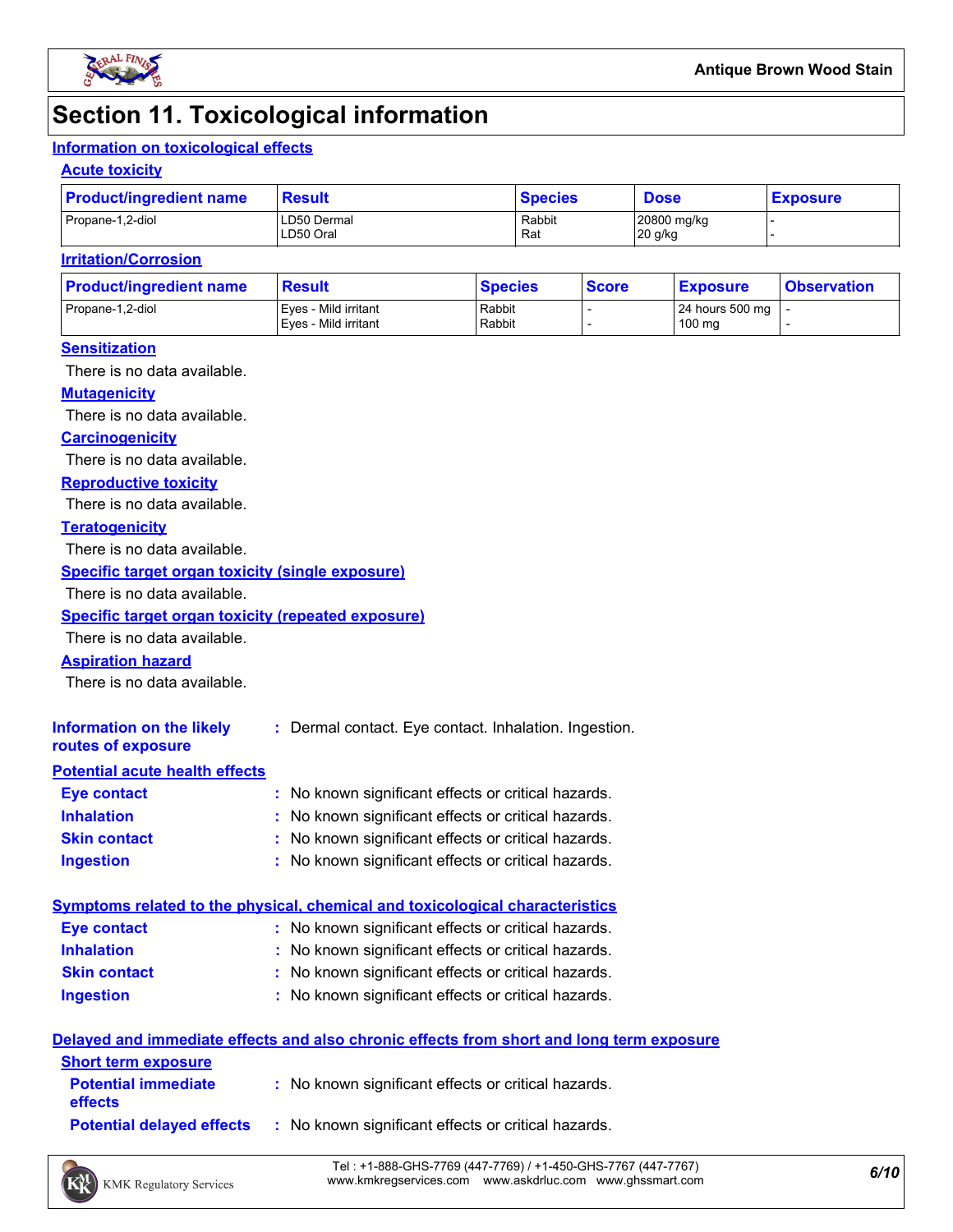# Section 11. Toxicological information

## Information on toxicological effects

### Acute toxicity

| Product/ingredient name | Result | Species | Dose | Exposure |
|---|---|---|---|---|
| Propane-1,2-diol | LD50 Dermal<br>LD50 Oral | Rabbit<br>Rat | 20800 mg/kg<br>20 g/kg | -<br>- |

### Irritation/Corrosion

| Product/ingredient name | Result | Species | Score | Exposure | Observation |
|---|---|---|---|---|---|
| Propane-1,2-diol | Eyes - Mild irritant<br>Eyes - Mild irritant | Rabbit<br>Rabbit | -<br>- | 24 hours 500 mg<br>100 mg | -<br>- |

### Sensitization

There is no data available.

### Mutagenicity

There is no data available.

### Carcinogenicity

There is no data available.

### Reproductive toxicity

There is no data available.

### Teratogenicity

There is no data available.

### Specific target organ toxicity (single exposure)

There is no data available.

### Specific target organ toxicity (repeated exposure)

There is no data available.

### Aspiration hazard

There is no data available.

**Information on the likely routes of exposure** : Dermal contact. Eye contact. Inhalation. Ingestion.

## Potential acute health effects

**Eye contact** : No known significant effects or critical hazards.

**Inhalation** : No known significant effects or critical hazards.

**Skin contact** : No known significant effects or critical hazards.

**Ingestion** : No known significant effects or critical hazards.

## Symptoms related to the physical, chemical and toxicological characteristics

**Eye contact** : No known significant effects or critical hazards.

**Inhalation** : No known significant effects or critical hazards.

**Skin contact** : No known significant effects or critical hazards.

**Ingestion** : No known significant effects or critical hazards.

## Delayed and immediate effects and also chronic effects from short and long term exposure

### Short term exposure

**Potential immediate effects** : No known significant effects or critical hazards.

**Potential delayed effects** : No known significant effects or critical hazards.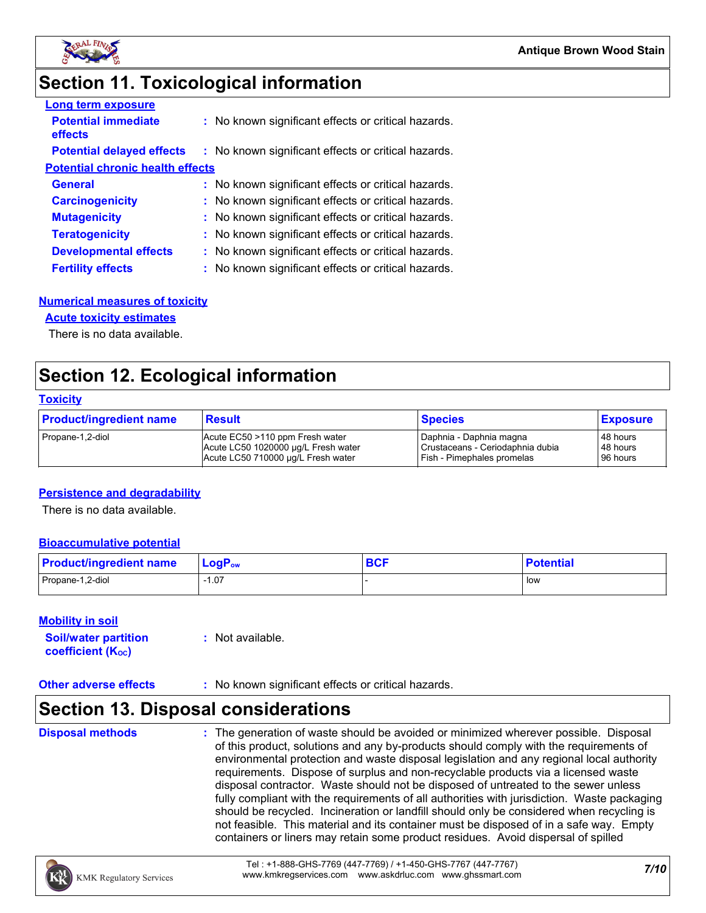## Section 11. Toxicological information

**Long term exposure**

**Potential immediate effects** : No known significant effects or critical hazards.

**Potential delayed effects** : No known significant effects or critical hazards.

**Potential chronic health effects**

**General** : No known significant effects or critical hazards.

**Carcinogenicity** : No known significant effects or critical hazards.

**Mutagenicity** : No known significant effects or critical hazards.

**Teratogenicity** : No known significant effects or critical hazards.

**Developmental effects** : No known significant effects or critical hazards.

**Fertility effects** : No known significant effects or critical hazards.

**Numerical measures of toxicity**

**Acute toxicity estimates**

There is no data available.

## Section 12. Ecological information

**Toxicity**

| Product/ingredient name | Result | Species | Exposure |
|---|---|---|---|
| Propane-1,2-diol | Acute EC50 >110 ppm Fresh water<br>Acute LC50 1020000 µg/L Fresh water<br>Acute LC50 710000 µg/L Fresh water | Daphnia - Daphnia magna<br>Crustaceans - Ceriodaphnia dubia<br>Fish - Pimephales promelas | 48 hours<br>48 hours<br>96 hours |

**Persistence and degradability**

There is no data available.

**Bioaccumulative potential**

| Product/ingredient name | $LogP_{ow}$ | BCF | Potential |
|---|---|---|---|
| Propane-1,2-diol | -1.07 | - | low |

**Mobility in soil**

**Soil/water partition coefficient ($K_{OC}$)** : Not available.

**Other adverse effects** : No known significant effects or critical hazards.

## Section 13. Disposal considerations

**Disposal methods** : The generation of waste should be avoided or minimized wherever possible. Disposal of this product, solutions and any by-products should comply with the requirements of environmental protection and waste disposal legislation and any regional local authority requirements. Dispose of surplus and non-recyclable products via a licensed waste disposal contractor. Waste should not be disposed of untreated to the sewer unless fully compliant with the requirements of all authorities with jurisdiction. Waste packaging should be recycled. Incineration or landfill should only be considered when recycling is not feasible. This material and its container must be disposed of in a safe way. Empty containers or liners may retain some product residues. Avoid dispersal of spilled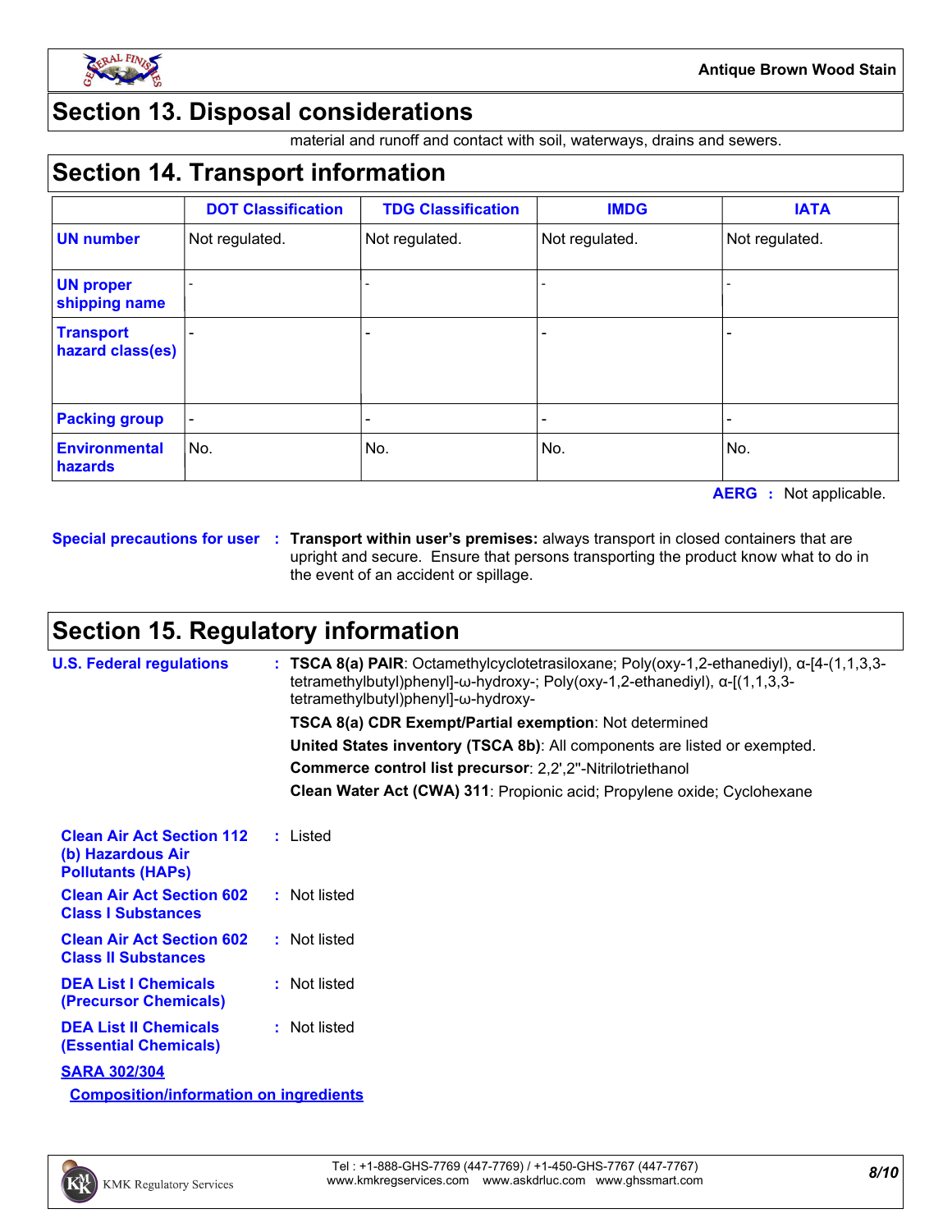## Section 13. Disposal considerations

material and runoff and contact with soil, waterways, drains and sewers.

## Section 14. Transport information

| | DOT Classification | TDG Classification | IMDG | IATA |
|---|---|---|---|---|
| **UN number** | Not regulated. | Not regulated. | Not regulated. | Not regulated. |
| **UN proper shipping name** | - | - | - | - |
| **Transport hazard class(es)** | - | - | - | - |
| **Packing group** | - | - | - | - |
| **Environmental hazards** | No. | No. | No. | No. |

**AERG** : Not applicable.

**Special precautions for user** : **Transport within user's premises:** always transport in closed containers that are upright and secure. Ensure that persons transporting the product know what to do in the event of an accident or spillage.

## Section 15. Regulatory information

**U.S. Federal regulations** : **TSCA 8(a) PAIR**: Octamethylcyclotetrasiloxane; Poly(oxy-1,2-ethanediyl), α-[4-(1,1,3,3-tetramethylbutyl)phenyl]-ω-hydroxy-; Poly(oxy-1,2-ethanediyl), α-[(1,1,3,3-tetramethylbutyl)phenyl]-ω-hydroxy-

**TSCA 8(a) CDR Exempt/Partial exemption**: Not determined

**United States inventory (TSCA 8b)**: All components are listed or exempted.

**Commerce control list precursor**: 2,2',2''-Nitrilotriethanol

**Clean Water Act (CWA) 311**: Propionic acid; Propylene oxide; Cyclohexane

**Clean Air Act Section 112 (b) Hazardous Air Pollutants (HAPs)** : Listed

**Clean Air Act Section 602 Class I Substances** : Not listed

**Clean Air Act Section 602 Class II Substances** : Not listed

**DEA List I Chemicals (Precursor Chemicals)** : Not listed

**DEA List II Chemicals (Essential Chemicals)** : Not listed

**SARA 302/304**

**Composition/information on ingredients**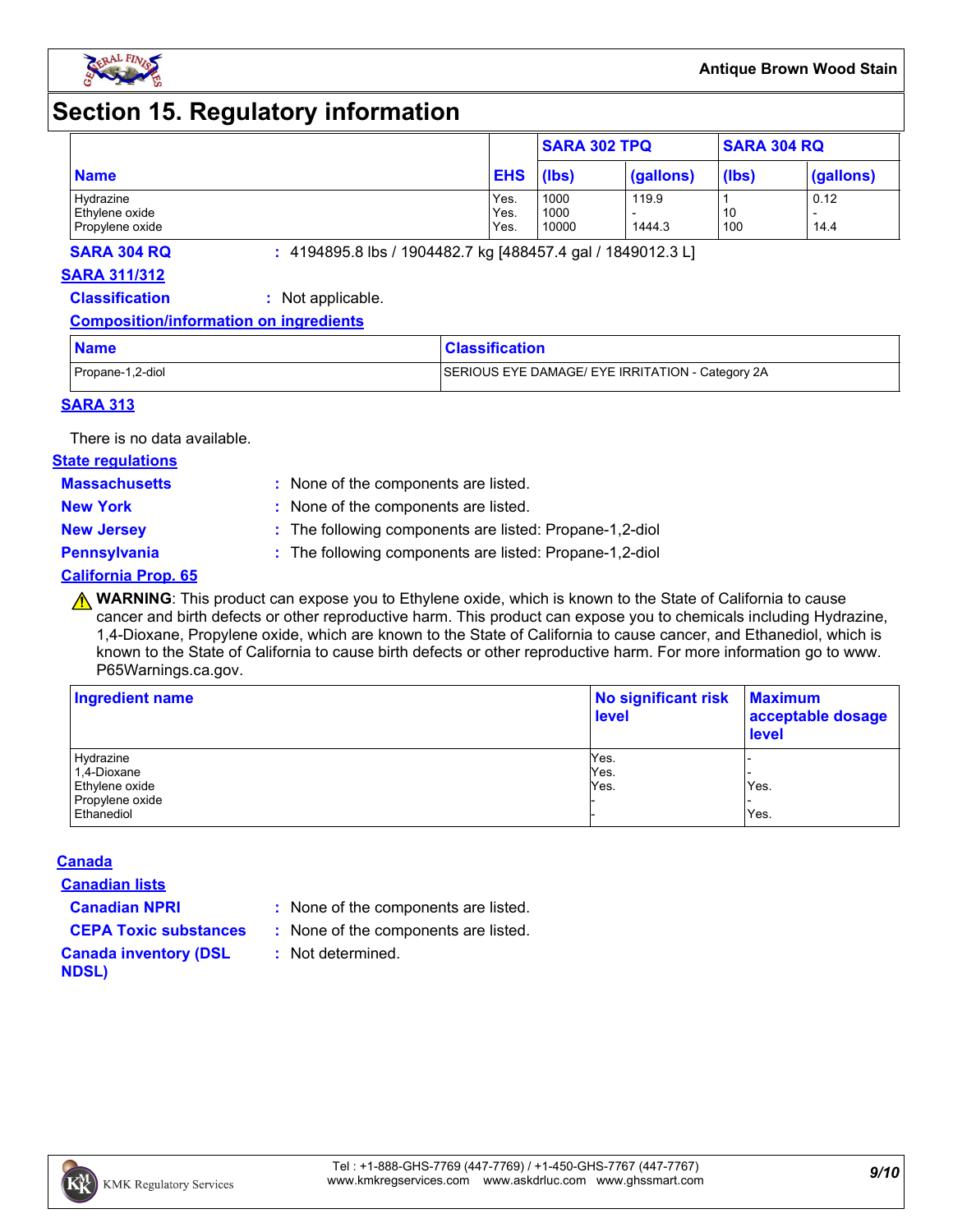# Section 15. Regulatory information

| Name | EHS | SARA 302 TPQ | | SARA 304 RQ | |
|---|---|---|---|---|---|
| | | (lbs) | (gallons) | (lbs) | (gallons) |
| Hydrazine | Yes. | 1000 | 119.9 | 1 | 0.12 |
| Ethylene oxide | Yes. | 1000 | - | 10 | - |
| Propylene oxide | Yes. | 10000 | 1444.3 | 100 | 14.4 |

**SARA 304 RQ** : 4194895.8 lbs / 1904482.7 kg [488457.4 gal / 1849012.3 L]

## SARA 311/312

**Classification** : Not applicable.

**Composition/information on ingredients**

| Name | Classification |
|---|---|
| Propane-1,2-diol | SERIOUS EYE DAMAGE/ EYE IRRITATION - Category 2A |

## SARA 313

There is no data available.

## State regulations

**Massachusetts** : None of the components are listed.

**New York** : None of the components are listed.

**New Jersey** : The following components are listed: Propane-1,2-diol

**Pennsylvania** : The following components are listed: Propane-1,2-diol

## California Prop. 65

⚠ **WARNING**: This product can expose you to Ethylene oxide, which is known to the State of California to cause cancer and birth defects or other reproductive harm. This product can expose you to chemicals including Hydrazine, 1,4-Dioxane, Propylene oxide, which are known to the State of California to cause cancer, and Ethanediol, which is known to the State of California to cause birth defects or other reproductive harm. For more information go to www. P65Warnings.ca.gov.

| Ingredient name | No significant risk level | Maximum acceptable dosage level |
|---|---|---|
| Hydrazine | Yes. | - |
| 1,4-Dioxane | Yes. | - |
| Ethylene oxide | Yes. | Yes. |
| Propylene oxide | - | - |
| Ethanediol | - | Yes. |

## Canada

**Canadian lists**

**Canadian NPRI** : None of the components are listed.

**CEPA Toxic substances** : None of the components are listed.

**Canada inventory (DSL NDSL)** : Not determined.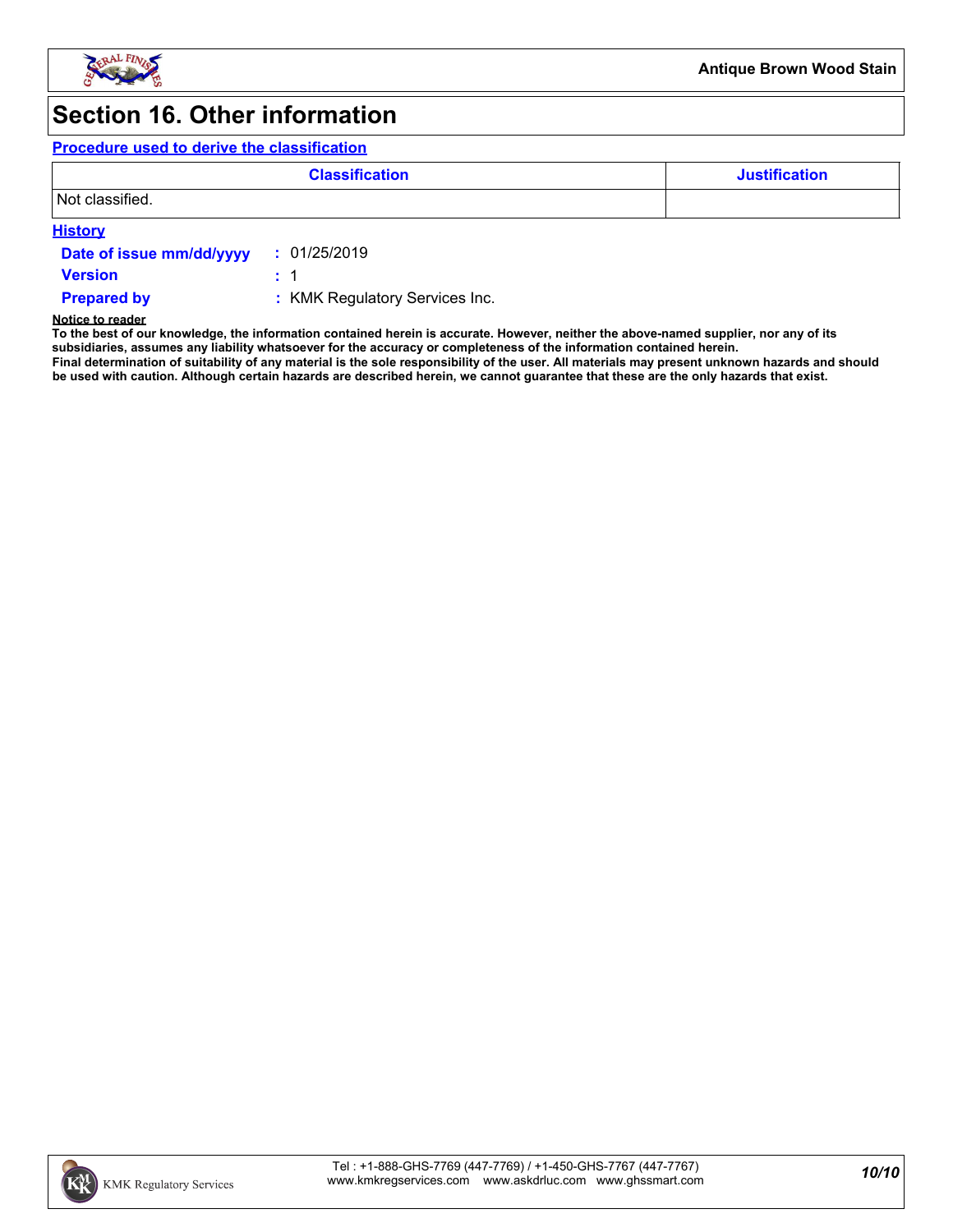## Section 16. Other information

**Procedure used to derive the classification**

| Classification | Justification |
|---|---|
| Not classified. | |

**History**

**Date of issue mm/dd/yyyy** : 01/25/2019

**Version** : 1

**Prepared by** : KMK Regulatory Services Inc.

**Notice to reader**

**To the best of our knowledge, the information contained herein is accurate. However, neither the above-named supplier, nor any of its subsidiaries, assumes any liability whatsoever for the accuracy or completeness of the information contained herein.**

**Final determination of suitability of any material is the sole responsibility of the user. All materials may present unknown hazards and should be used with caution. Although certain hazards are described herein, we cannot guarantee that these are the only hazards that exist.**